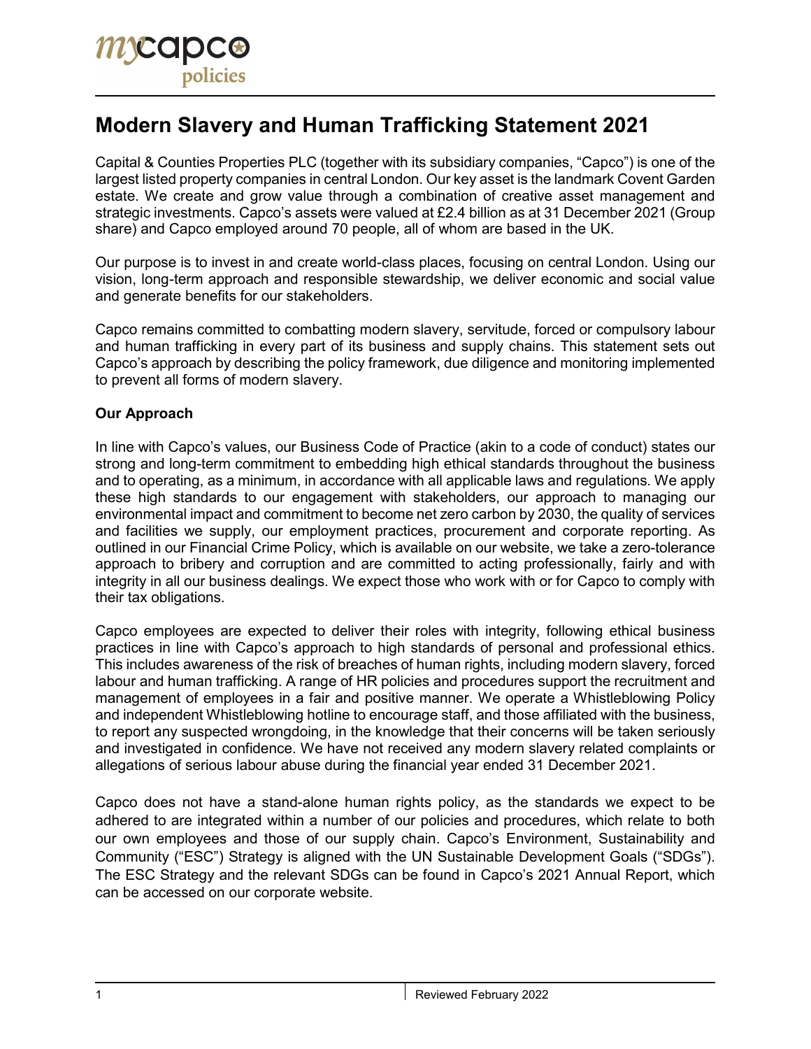# Modern Slavery and Human Trafficking Statement 2021

Capital & Counties Properties PLC (together with its subsidiary companies, "Capco") is one of the largest listed property companies in central London. Our key asset is the landmark Covent Garden estate. We create and grow value through a combination of creative asset management and strategic investments. Capco's assets were valued at £2.4 billion as at 31 December 2021 (Group share) and Capco employed around 70 people, all of whom are based in the UK.

Our purpose is to invest in and create world-class places, focusing on central London. Using our vision, long-term approach and responsible stewardship, we deliver economic and social value and generate benefits for our stakeholders.

Capco remains committed to combatting modern slavery, servitude, forced or compulsory labour and human trafficking in every part of its business and supply chains. This statement sets out Capco's approach by describing the policy framework, due diligence and monitoring implemented to prevent all forms of modern slavery.

**Our Approach**

In line with Capco's values, our Business Code of Practice (akin to a code of conduct) states our strong and long-term commitment to embedding high ethical standards throughout the business and to operating, as a minimum, in accordance with all applicable laws and regulations. We apply these high standards to our engagement with stakeholders, our approach to managing our environmental impact and commitment to become net zero carbon by 2030, the quality of services and facilities we supply, our employment practices, procurement and corporate reporting. As outlined in our Financial Crime Policy, which is available on our website, we take a zero-tolerance approach to bribery and corruption and are committed to acting professionally, fairly and with integrity in all our business dealings. We expect those who work with or for Capco to comply with their tax obligations.

Capco employees are expected to deliver their roles with integrity, following ethical business practices in line with Capco's approach to high standards of personal and professional ethics. This includes awareness of the risk of breaches of human rights, including modern slavery, forced labour and human trafficking. A range of HR policies and procedures support the recruitment and management of employees in a fair and positive manner. We operate a Whistleblowing Policy and independent Whistleblowing hotline to encourage staff, and those affiliated with the business, to report any suspected wrongdoing, in the knowledge that their concerns will be taken seriously and investigated in confidence. We have not received any modern slavery related complaints or allegations of serious labour abuse during the financial year ended 31 December 2021.

Capco does not have a stand-alone human rights policy, as the standards we expect to be adhered to are integrated within a number of our policies and procedures, which relate to both our own employees and those of our supply chain. Capco's Environment, Sustainability and Community ("ESC") Strategy is aligned with the UN Sustainable Development Goals ("SDGs"). The ESC Strategy and the relevant SDGs can be found in Capco's 2021 Annual Report, which can be accessed on our corporate website.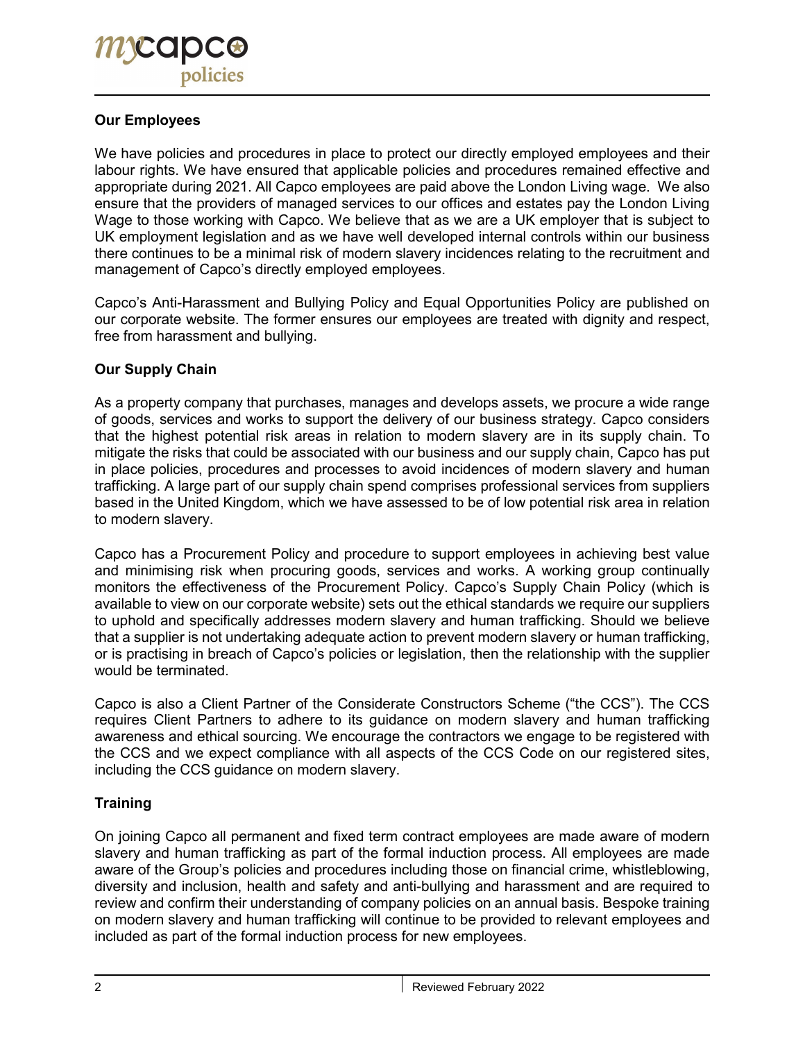## Our Employees

We have policies and procedures in place to protect our directly employed employees and their labour rights. We have ensured that applicable policies and procedures remained effective and appropriate during 2021. All Capco employees are paid above the London Living wage. We also ensure that the providers of managed services to our offices and estates pay the London Living Wage to those working with Capco. We believe that as we are a UK employer that is subject to UK employment legislation and as we have well developed internal controls within our business there continues to be a minimal risk of modern slavery incidences relating to the recruitment and management of Capco's directly employed employees.

Capco's Anti-Harassment and Bullying Policy and Equal Opportunities Policy are published on our corporate website. The former ensures our employees are treated with dignity and respect, free from harassment and bullying.

## Our Supply Chain

As a property company that purchases, manages and develops assets, we procure a wide range of goods, services and works to support the delivery of our business strategy. Capco considers that the highest potential risk areas in relation to modern slavery are in its supply chain. To mitigate the risks that could be associated with our business and our supply chain, Capco has put in place policies, procedures and processes to avoid incidences of modern slavery and human trafficking. A large part of our supply chain spend comprises professional services from suppliers based in the United Kingdom, which we have assessed to be of low potential risk area in relation to modern slavery.

Capco has a Procurement Policy and procedure to support employees in achieving best value and minimising risk when procuring goods, services and works. A working group continually monitors the effectiveness of the Procurement Policy. Capco's Supply Chain Policy (which is available to view on our corporate website) sets out the ethical standards we require our suppliers to uphold and specifically addresses modern slavery and human trafficking. Should we believe that a supplier is not undertaking adequate action to prevent modern slavery or human trafficking, or is practising in breach of Capco's policies or legislation, then the relationship with the supplier would be terminated.

Capco is also a Client Partner of the Considerate Constructors Scheme ("the CCS"). The CCS requires Client Partners to adhere to its guidance on modern slavery and human trafficking awareness and ethical sourcing. We encourage the contractors we engage to be registered with the CCS and we expect compliance with all aspects of the CCS Code on our registered sites, including the CCS guidance on modern slavery.

## Training

On joining Capco all permanent and fixed term contract employees are made aware of modern slavery and human trafficking as part of the formal induction process. All employees are made aware of the Group's policies and procedures including those on financial crime, whistleblowing, diversity and inclusion, health and safety and anti-bullying and harassment and are required to review and confirm their understanding of company policies on an annual basis. Bespoke training on modern slavery and human trafficking will continue to be provided to relevant employees and included as part of the formal induction process for new employees.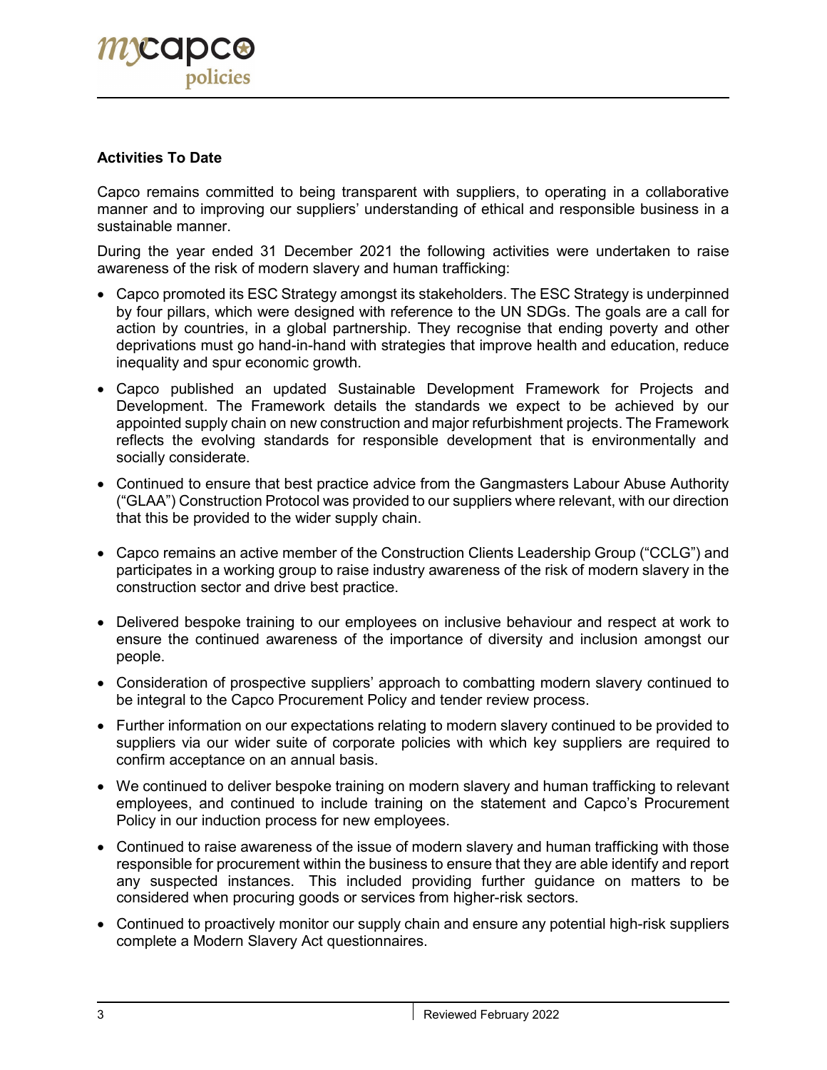### Activities To Date

Capco remains committed to being transparent with suppliers, to operating in a collaborative manner and to improving our suppliers' understanding of ethical and responsible business in a sustainable manner.

During the year ended 31 December 2021 the following activities were undertaken to raise awareness of the risk of modern slavery and human trafficking:

- Capco promoted its ESC Strategy amongst its stakeholders. The ESC Strategy is underpinned by four pillars, which were designed with reference to the UN SDGs. The goals are a call for action by countries, in a global partnership. They recognise that ending poverty and other deprivations must go hand-in-hand with strategies that improve health and education, reduce inequality and spur economic growth.
- Capco published an updated Sustainable Development Framework for Projects and Development. The Framework details the standards we expect to be achieved by our appointed supply chain on new construction and major refurbishment projects. The Framework reflects the evolving standards for responsible development that is environmentally and socially considerate.
- Continued to ensure that best practice advice from the Gangmasters Labour Abuse Authority ("GLAA") Construction Protocol was provided to our suppliers where relevant, with our direction that this be provided to the wider supply chain.
- Capco remains an active member of the Construction Clients Leadership Group ("CCLG") and participates in a working group to raise industry awareness of the risk of modern slavery in the construction sector and drive best practice.
- Delivered bespoke training to our employees on inclusive behaviour and respect at work to ensure the continued awareness of the importance of diversity and inclusion amongst our people.
- Consideration of prospective suppliers' approach to combatting modern slavery continued to be integral to the Capco Procurement Policy and tender review process.
- Further information on our expectations relating to modern slavery continued to be provided to suppliers via our wider suite of corporate policies with which key suppliers are required to confirm acceptance on an annual basis.
- We continued to deliver bespoke training on modern slavery and human trafficking to relevant employees, and continued to include training on the statement and Capco's Procurement Policy in our induction process for new employees.
- Continued to raise awareness of the issue of modern slavery and human trafficking with those responsible for procurement within the business to ensure that they are able identify and report any suspected instances. This included providing further guidance on matters to be considered when procuring goods or services from higher-risk sectors.
- Continued to proactively monitor our supply chain and ensure any potential high-risk suppliers complete a Modern Slavery Act questionnaires.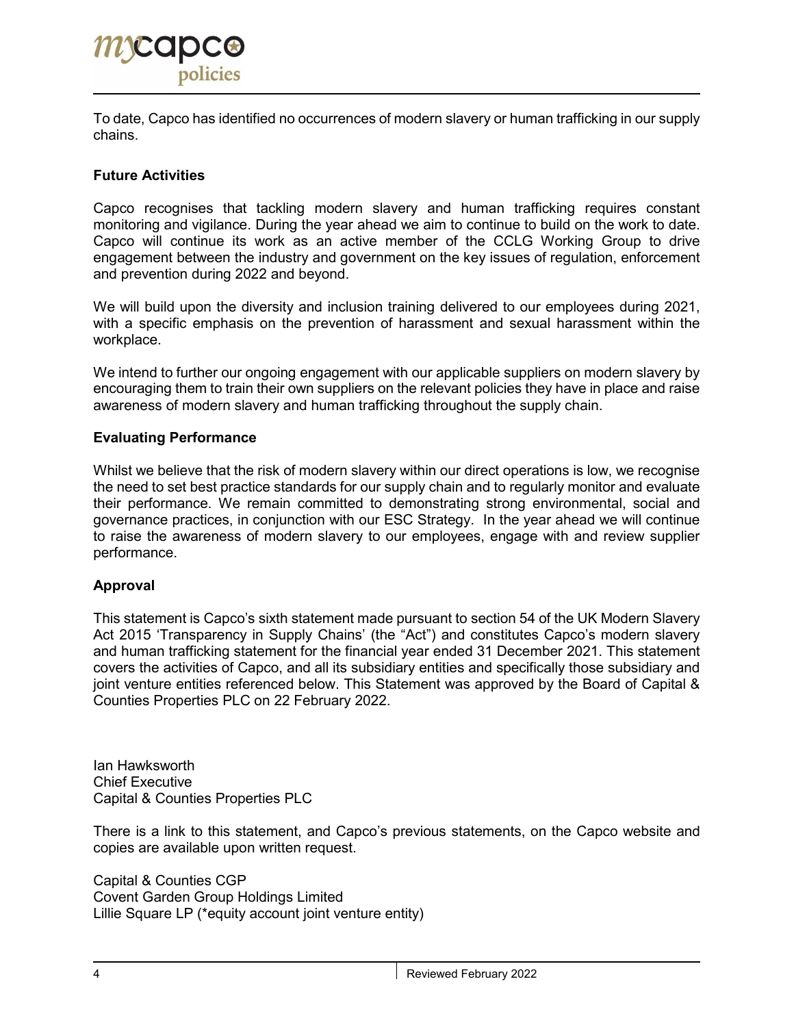To date, Capco has identified no occurrences of modern slavery or human trafficking in our supply chains.

**Future Activities**

Capco recognises that tackling modern slavery and human trafficking requires constant monitoring and vigilance. During the year ahead we aim to continue to build on the work to date. Capco will continue its work as an active member of the CCLG Working Group to drive engagement between the industry and government on the key issues of regulation, enforcement and prevention during 2022 and beyond.

We will build upon the diversity and inclusion training delivered to our employees during 2021, with a specific emphasis on the prevention of harassment and sexual harassment within the workplace.

We intend to further our ongoing engagement with our applicable suppliers on modern slavery by encouraging them to train their own suppliers on the relevant policies they have in place and raise awareness of modern slavery and human trafficking throughout the supply chain.

**Evaluating Performance**

Whilst we believe that the risk of modern slavery within our direct operations is low, we recognise the need to set best practice standards for our supply chain and to regularly monitor and evaluate their performance. We remain committed to demonstrating strong environmental, social and governance practices, in conjunction with our ESC Strategy. In the year ahead we will continue to raise the awareness of modern slavery to our employees, engage with and review supplier performance.

**Approval**

This statement is Capco's sixth statement made pursuant to section 54 of the UK Modern Slavery Act 2015 'Transparency in Supply Chains' (the "Act") and constitutes Capco's modern slavery and human trafficking statement for the financial year ended 31 December 2021. This statement covers the activities of Capco, and all its subsidiary entities and specifically those subsidiary and joint venture entities referenced below. This Statement was approved by the Board of Capital & Counties Properties PLC on 22 February 2022.

Ian Hawksworth
Chief Executive
Capital & Counties Properties PLC

There is a link to this statement, and Capco's previous statements, on the Capco website and copies are available upon written request.

Capital & Counties CGP
Covent Garden Group Holdings Limited
Lillie Square LP (*equity account joint venture entity)